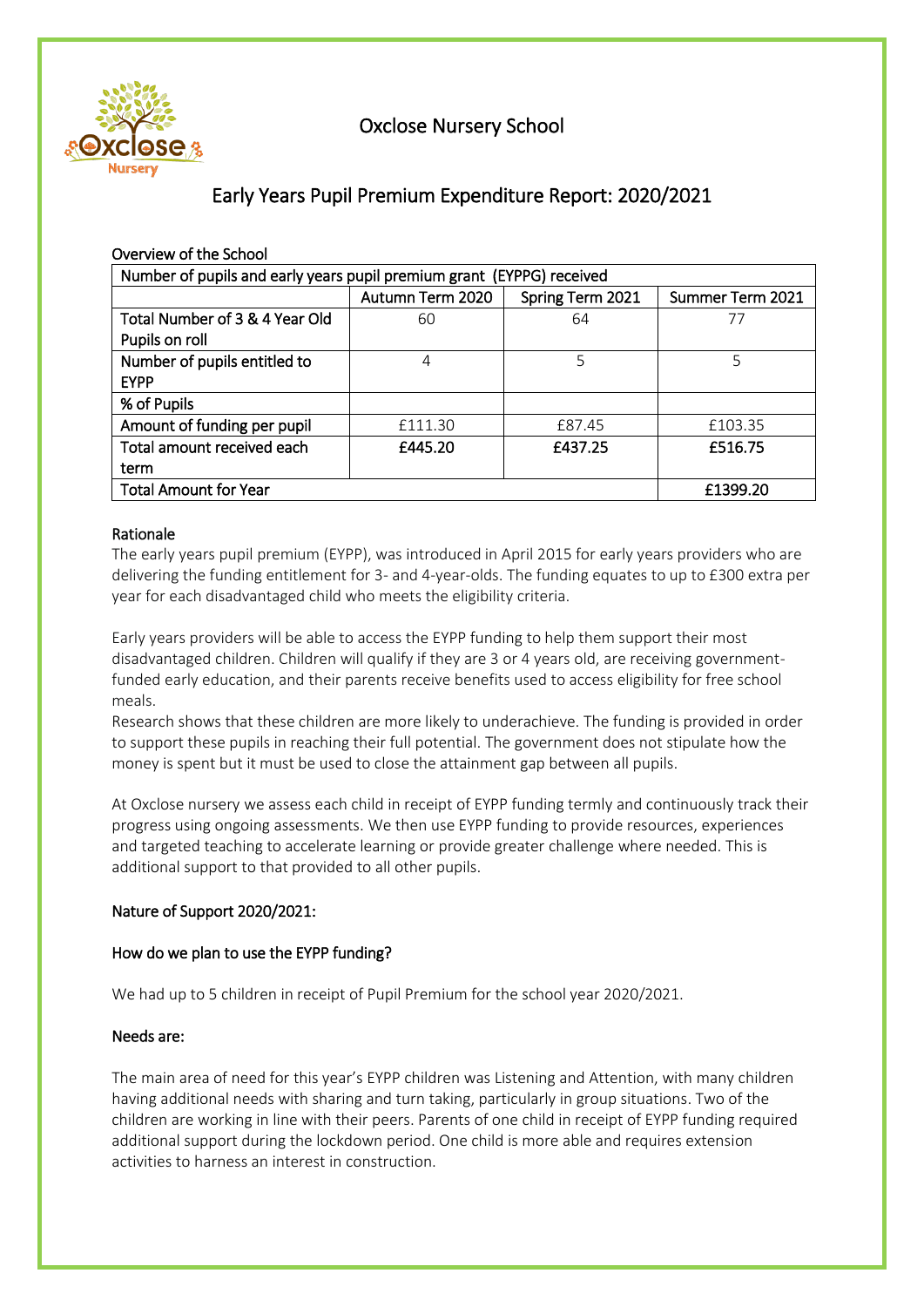# Oxclose Nursery School

## Early Years Pupil Premium Expenditure Report: 2020/2021

### Overview of the School

| Number of pupils and early years pupil premium grant (EYPPG) received | | | |
|---|---|---|---|
| | Autumn Term 2020 | Spring Term 2021 | Summer Term 2021 |
| Total Number of 3 & 4 Year Old Pupils on roll | 60 | 64 | 77 |
| Number of pupils entitled to EYPP | 4 | 5 | 5 |
| % of Pupils | | | |
| Amount of funding per pupil | £111.30 | £87.45 | £103.35 |
| Total amount received each term | **£445.20** | **£437.25** | **£516.75** |
| Total Amount for Year | | | **£1399.20** |

### Rationale

The early years pupil premium (EYPP), was introduced in April 2015 for early years providers who are delivering the funding entitlement for 3- and 4-year-olds. The funding equates to up to £300 extra per year for each disadvantaged child who meets the eligibility criteria.

Early years providers will be able to access the EYPP funding to help them support their most disadvantaged children. Children will qualify if they are 3 or 4 years old, are receiving government-funded early education, and their parents receive benefits used to access eligibility for free school meals.

Research shows that these children are more likely to underachieve. The funding is provided in order to support these pupils in reaching their full potential. The government does not stipulate how the money is spent but it must be used to close the attainment gap between all pupils.

At Oxclose nursery we assess each child in receipt of EYPP funding termly and continuously track their progress using ongoing assessments. We then use EYPP funding to provide resources, experiences and targeted teaching to accelerate learning or provide greater challenge where needed. This is additional support to that provided to all other pupils.

### Nature of Support 2020/2021:

### How do we plan to use the EYPP funding?

We had up to 5 children in receipt of Pupil Premium for the school year 2020/2021.

### Needs are:

The main area of need for this year's EYPP children was Listening and Attention, with many children having additional needs with sharing and turn taking, particularly in group situations. Two of the children are working in line with their peers. Parents of one child in receipt of EYPP funding required additional support during the lockdown period. One child is more able and requires extension activities to harness an interest in construction.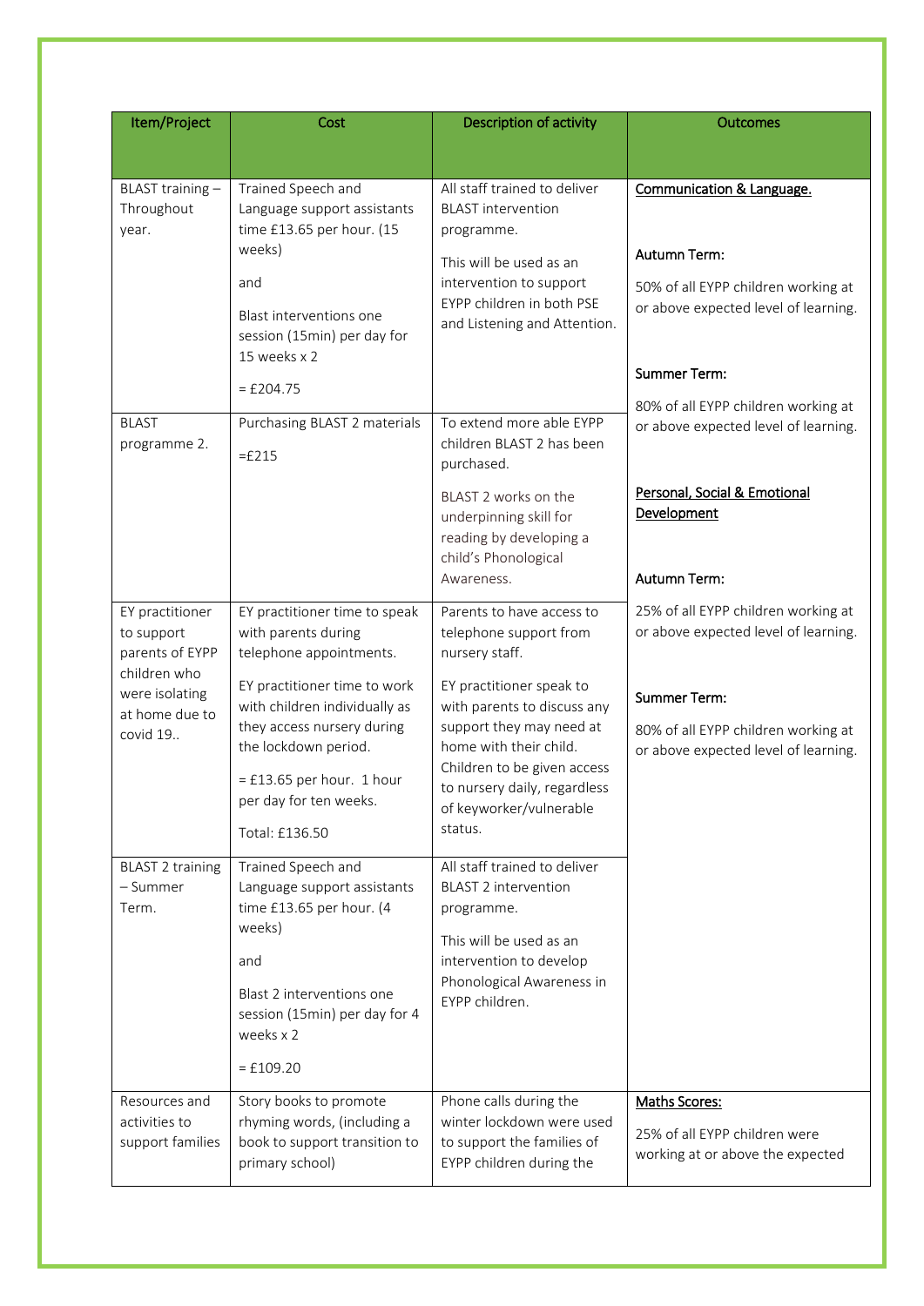| Item/Project | Cost | Description of activity | Outcomes |
|---|---|---|---|
| BLAST training – Throughout year. | Trained Speech and Language support assistants time £13.65 per hour. (15 weeks)<br><br>and<br><br>Blast interventions one session (15min) per day for 15 weeks x 2<br><br>= £204.75 | All staff trained to deliver BLAST intervention programme.<br><br>This will be used as an intervention to support EYPP children in both PSE and Listening and Attention. | <u>Communication & Language.</u><br><br>Autumn Term:<br><br>50% of all EYPP children working at or above expected level of learning.<br><br>Summer Term:<br><br>80% of all EYPP children working at or above expected level of learning.<br><br><u>Personal, Social & Emotional Development</u><br><br>Autumn Term:<br><br>25% of all EYPP children working at or above expected level of learning.<br><br>Summer Term:<br><br>80% of all EYPP children working at or above expected level of learning. |
| BLAST programme 2. | Purchasing BLAST 2 materials<br><br>=£215 | To extend more able EYPP children BLAST 2 has been purchased.<br><br>BLAST 2 works on the underpinning skill for reading by developing a child's Phonological Awareness. | |
| EY practitioner to support parents of EYPP children who were isolating at home due to covid 19.. | EY practitioner time to speak with parents during telephone appointments.<br><br>EY practitioner time to work with children individually as they access nursery during the lockdown period.<br><br>= £13.65 per hour. 1 hour per day for ten weeks.<br><br>Total: £136.50 | Parents to have access to telephone support from nursery staff.<br><br>EY practitioner speak to with parents to discuss any support they may need at home with their child. Children to be given access to nursery daily, regardless of keyworker/vulnerable status. | |
| BLAST 2 training – Summer Term. | Trained Speech and Language support assistants time £13.65 per hour. (4 weeks)<br><br>and<br><br>Blast 2 interventions one session (15min) per day for 4 weeks x 2<br><br>= £109.20 | All staff trained to deliver BLAST 2 intervention programme.<br><br>This will be used as an intervention to develop Phonological Awareness in EYPP children. | |
| Resources and activities to support families | Story books to promote rhyming words, (including a book to support transition to primary school) | Phone calls during the winter lockdown were used to support the families of EYPP children during the | <u>Maths Scores:</u><br><br>25% of all EYPP children were working at or above the expected |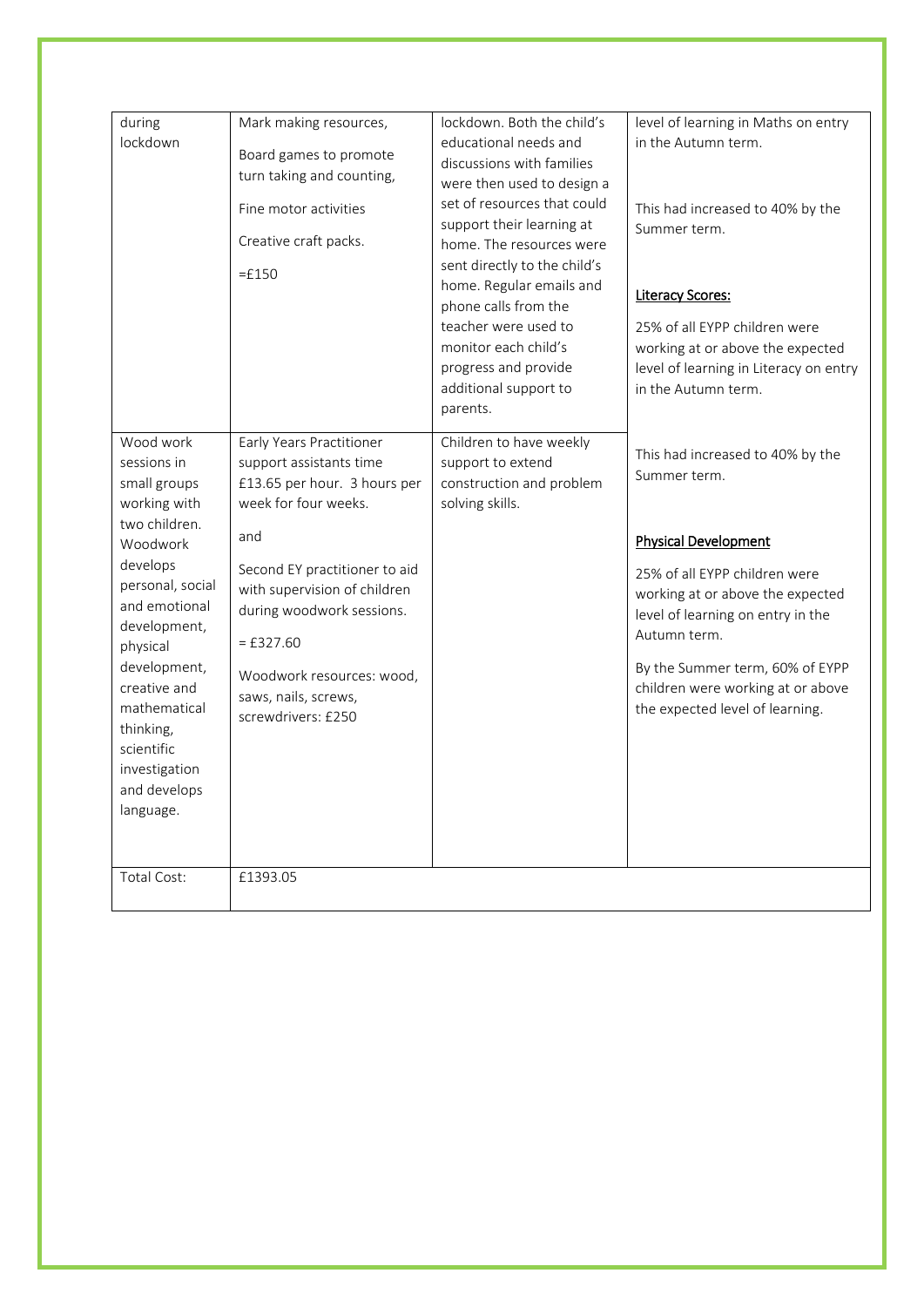| | | | |
|---|---|---|---|
| during lockdown | Mark making resources,<br><br>Board games to promote turn taking and counting,<br><br>Fine motor activities<br><br>Creative craft packs.<br><br>=£150 | lockdown. Both the child's educational needs and discussions with families were then used to design a set of resources that could support their learning at home. The resources were sent directly to the child's home. Regular emails and phone calls from the teacher were used to monitor each child's progress and provide additional support to parents. | level of learning in Maths on entry in the Autumn term.<br><br>This had increased to 40% by the Summer term.<br><br><u>Literacy Scores:</u><br><br>25% of all EYPP children were working at or above the expected level of learning in Literacy on entry in the Autumn term.<br><br>This had increased to 40% by the Summer term.<br><br><u>Physical Development</u><br><br>25% of all EYPP children were working at or above the expected level of learning on entry in the Autumn term.<br><br>By the Summer term, 60% of EYPP children were working at or above the expected level of learning. |
| Wood work sessions in small groups working with two children. Woodwork develops personal, social and emotional development, physical development, creative and mathematical thinking, scientific investigation and develops language. | Early Years Practitioner support assistants time £13.65 per hour. 3 hours per week for four weeks.<br><br>and<br><br>Second EY practitioner to aid with supervision of children during woodwork sessions.<br><br>= £327.60<br><br>Woodwork resources: wood, saws, nails, screws, screwdrivers: £250 | Children to have weekly support to extend construction and problem solving skills. | |
| Total Cost: | £1393.05 | | |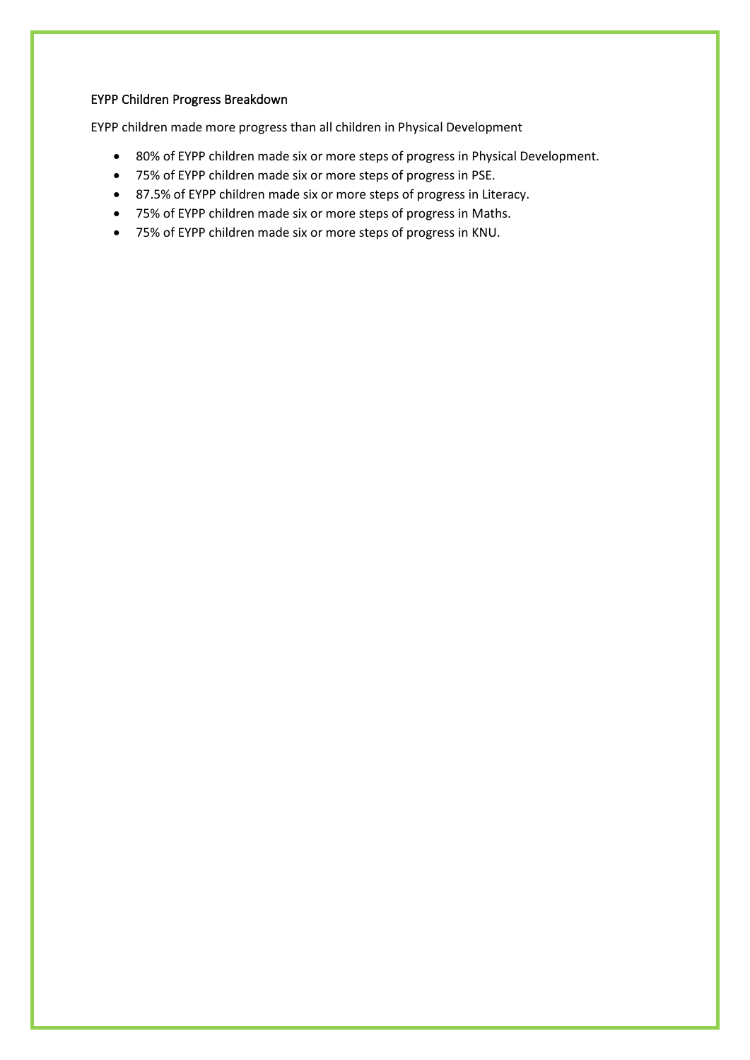### EYPP Children Progress Breakdown

EYPP children made more progress than all children in Physical Development

- 80% of EYPP children made six or more steps of progress in Physical Development.
- 75% of EYPP children made six or more steps of progress in PSE.
- 87.5% of EYPP children made six or more steps of progress in Literacy.
- 75% of EYPP children made six or more steps of progress in Maths.
- 75% of EYPP children made six or more steps of progress in KNU.